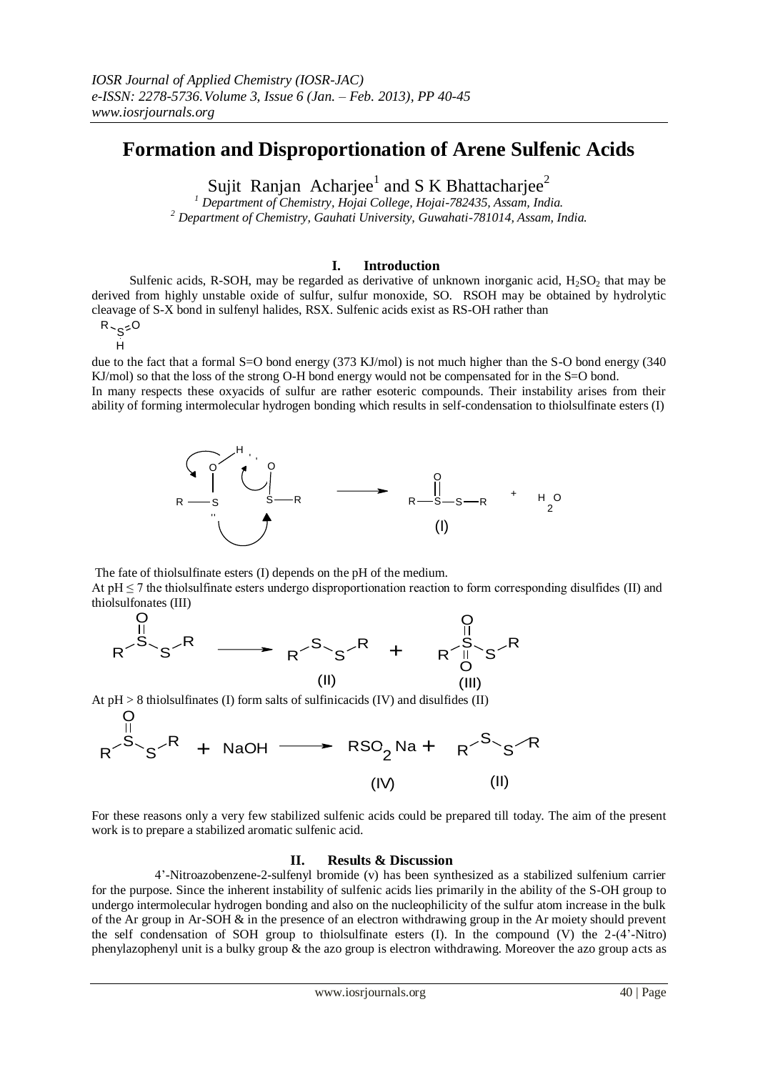# Formation and Disproportionation of Arene Sulfenic Acids

Sujit Ranjan Acharjee[1] and S K Bhattacharjee[2]

[1] Department of Chemistry, Hojai College, Hojai-782435, Assam, India.
[2] Department of Chemistry, Gauhati University, Guwahati-781014, Assam, India.

## I. Introduction

Sulfenic acids, R-SOH, may be regarded as derivative of unknown inorganic acid, $H_2SO_2$ that may be derived from highly unstable oxide of sulfur, sulfur monoxide, SO. RSOH may be obtained by hydrolytic cleavage of S-X bond in sulfenyl halides, RSX. Sulfenic acids exist as RS-OH rather than

R–S(=O)–H

due to the fact that a formal S=O bond energy (373 KJ/mol) is not much higher than the S-O bond energy (340 KJ/mol) so that the loss of the strong O-H bond energy would not be compensated for in the S=O bond.

In many respects these oxyacids of sulfur are rather esoteric compounds. Their instability arises from their ability of forming intermolecular hydrogen bonding which results in self-condensation to thiolsulfinate esters (I)

R–S–O–H + HO–S–R ⟶ R–S(=O)–S–R (I) + $H_2O$

The fate of thiolsulfinate esters (I) depends on the pH of the medium.

At pH ≤ 7 the thiolsulfinate esters undergo disproportionation reaction to form corresponding disulfides (II) and thiolsulfonates (III)

R–S(=O)–S–R ⟶ R–S–S–R (II) + R–S(=O)$_2$–S–R (III)

At pH > 8 thiolsulfinates (I) form salts of sulfinicacids (IV) and disulfides (II)

R–S(=O)–S–R + NaOH ⟶ $RSO_2Na$ (IV) + R–S–S–R (II)

For these reasons only a very few stabilized sulfenic acids could be prepared till today. The aim of the present work is to prepare a stabilized aromatic sulfenic acid.

## II. Results & Discussion

4'-Nitroazobenzene-2-sulfenyl bromide (v) has been synthesized as a stabilized sulfenium carrier for the purpose. Since the inherent instability of sulfenic acids lies primarily in the ability of the S-OH group to undergo intermolecular hydrogen bonding and also on the nucleophilicity of the sulfur atom increase in the bulk of the Ar group in Ar-SOH & in the presence of an electron withdrawing group in the Ar moiety should prevent the self condensation of SOH group to thiolsulfinate esters (I). In the compound (V) the 2-(4'-Nitro) phenylazophenyl unit is a bulky group & the azo group is electron withdrawing. Moreover the azo group acts as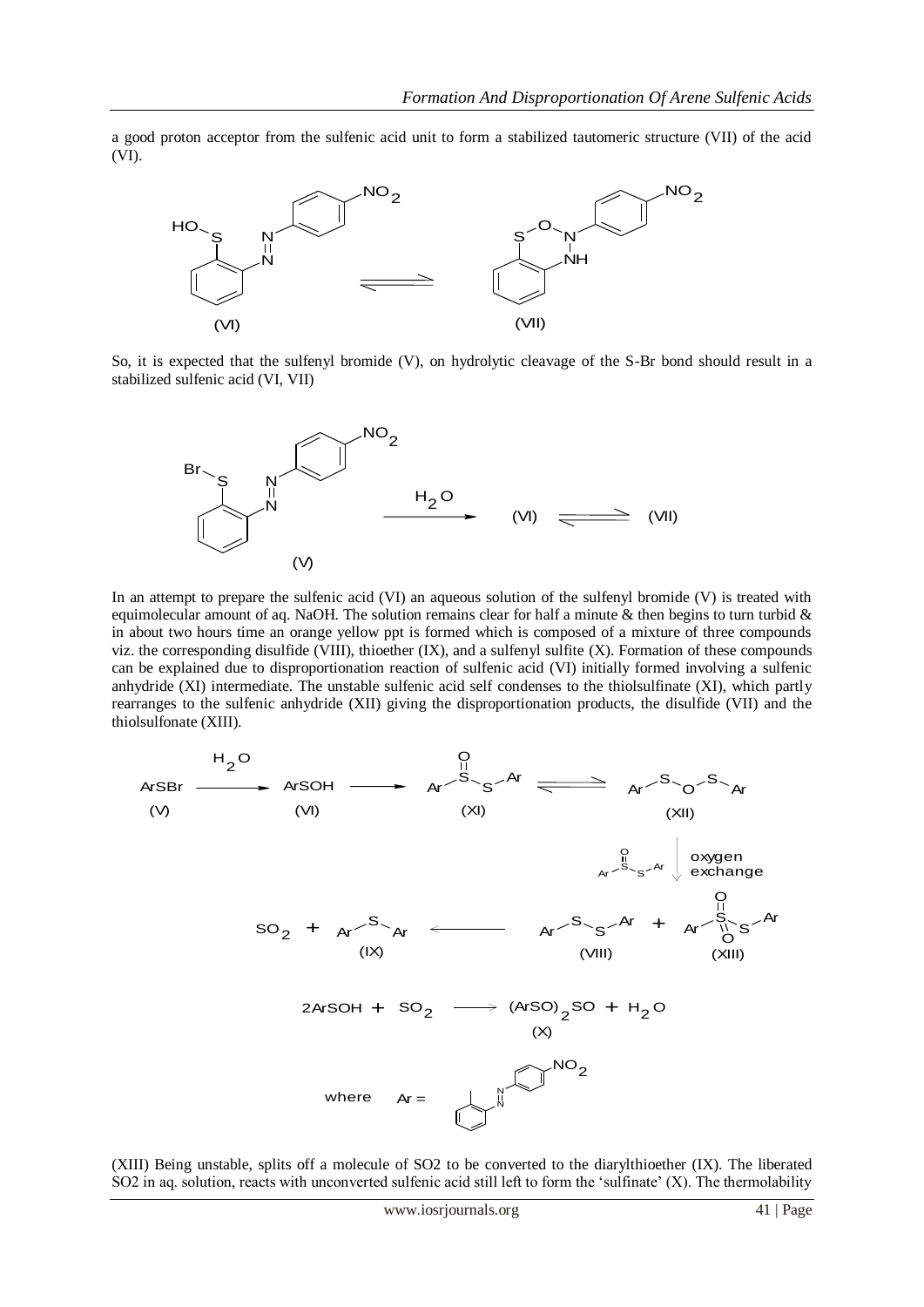a good proton acceptor from the sulfenic acid unit to form a stabilized tautomeric structure (VII) of the acid (VI).

(VI) ⇌ (VII)

So, it is expected that the sulfenyl bromide (V), on hydrolytic cleavage of the S-Br bond should result in a stabilized sulfenic acid (VI, VII)

(V) $\xrightarrow{H_2O}$ (VI) ⇌ (VII)

In an attempt to prepare the sulfenic acid (VI) an aqueous solution of the sulfenyl bromide (V) is treated with equimolecular amount of aq. NaOH. The solution remains clear for half a minute & then begins to turn turbid & in about two hours time an orange yellow ppt is formed which is composed of a mixture of three compounds viz. the corresponding disulfide (VIII), thioether (IX), and a sulfenyl sulfite (X). Formation of these compounds can be explained due to disproportionation reaction of sulfenic acid (VI) initially formed involving a sulfenic anhydride (XI) intermediate. The unstable sulfenic acid self condenses to the thiolsulfinate (XI), which partly rearranges to the sulfenic anhydride (XII) giving the disproportionation products, the disulfide (VII) and the thiolsulfonate (XIII).

ArSBr (V) $\xrightarrow{H_2O}$ ArSOH (VI) ⟶ Ar–S(=O)–S–Ar (XI) ⇌ Ar–S–O–S–Ar (XII)

(XII) + Ar–S(=O)–S–Ar $\xrightarrow{\text{oxygen exchange}}$ Ar–S–S–Ar (VIII) + Ar–S($=O_2$)–S–Ar (XIII)

(XIII) ⟶ $SO_2$ + Ar–S–Ar (IX)

$$2ArSOH + SO_2 \longrightarrow (ArSO)_2SO + H_2O$$

(X)

where Ar = 2-[(4-nitrophenyl)azo]phenyl

(XIII) Being unstable, splits off a molecule of SO2 to be converted to the diarylthioether (IX). The liberated SO2 in aq. solution, reacts with unconverted sulfenic acid still left to form the 'sulfinate' (X). The thermolability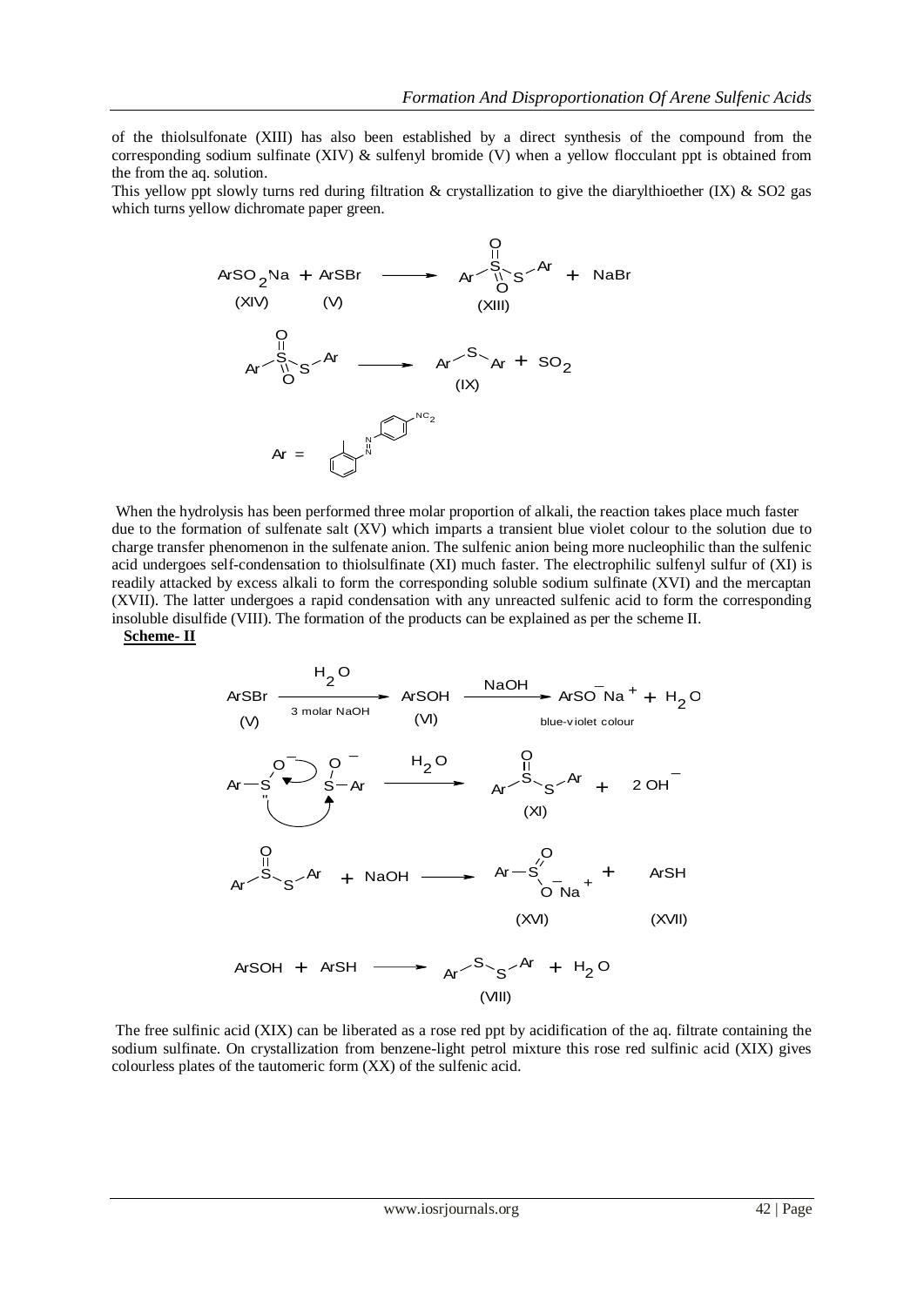of the thiolsulfonate (XIII) has also been established by a direct synthesis of the compound from the corresponding sodium sulfinate (XIV) & sulfenyl bromide (V) when a yellow flocculant ppt is obtained from the from the aq. solution.

This yellow ppt slowly turns red during filtration & crystallization to give the diarylthioether (IX) & SO2 gas which turns yellow dichromate paper green.

$$ArSO_2Na + ArSBr \longrightarrow Ar{-}S(=O)_2{-}S{-}Ar + NaBr$$

(XIV) (V) (XIII)

$$Ar{-}S(=O)_2{-}S{-}Ar \longrightarrow Ar{-}S{-}Ar + SO_2$$

(IX)

Ar = 2-(4-NC$_2$-phenylazo)phenyl

When the hydrolysis has been performed three molar proportion of alkali, the reaction takes place much faster due to the formation of sulfenate salt (XV) which imparts a transient blue violet colour to the solution due to charge transfer phenomenon in the sulfenate anion. The sulfenic anion being more nucleophilic than the sulfenic acid undergoes self-condensation to thiolsulfinate (XI) much faster. The electrophilic sulfenyl sulfur of (XI) is readily attacked by excess alkali to form the corresponding soluble sodium sulfinate (XVI) and the mercaptan (XVII). The latter undergoes a rapid condensation with any unreacted sulfenic acid to form the corresponding insoluble disulfide (VIII). The formation of the products can be explained as per the scheme II.

**Scheme- II**

$$ArSBr \xrightarrow[\text{3 molar NaOH}]{H_2O} ArSOH \xrightarrow{NaOH} ArSO^-Na^+ + H_2O$$

(V) (VI) blue-violet colour

$$Ar{-}S{-}O^- + {}^-O{-}S{-}Ar \xrightarrow{H_2O} Ar{-}S(=O){-}S{-}Ar + 2\,OH^-$$

(XI)

$$Ar{-}S(=O){-}S{-}Ar + NaOH \longrightarrow Ar{-}S(=O){-}O^-Na^+ + ArSH$$

(XVI) (XVII)

$$ArSOH + ArSH \longrightarrow Ar{-}S{-}S{-}Ar + H_2O$$

(VIII)

The free sulfinic acid (XIX) can be liberated as a rose red ppt by acidification of the aq. filtrate containing the sodium sulfinate. On crystallization from benzene-light petrol mixture this rose red sulfinic acid (XIX) gives colourless plates of the tautomeric form (XX) of the sulfenic acid.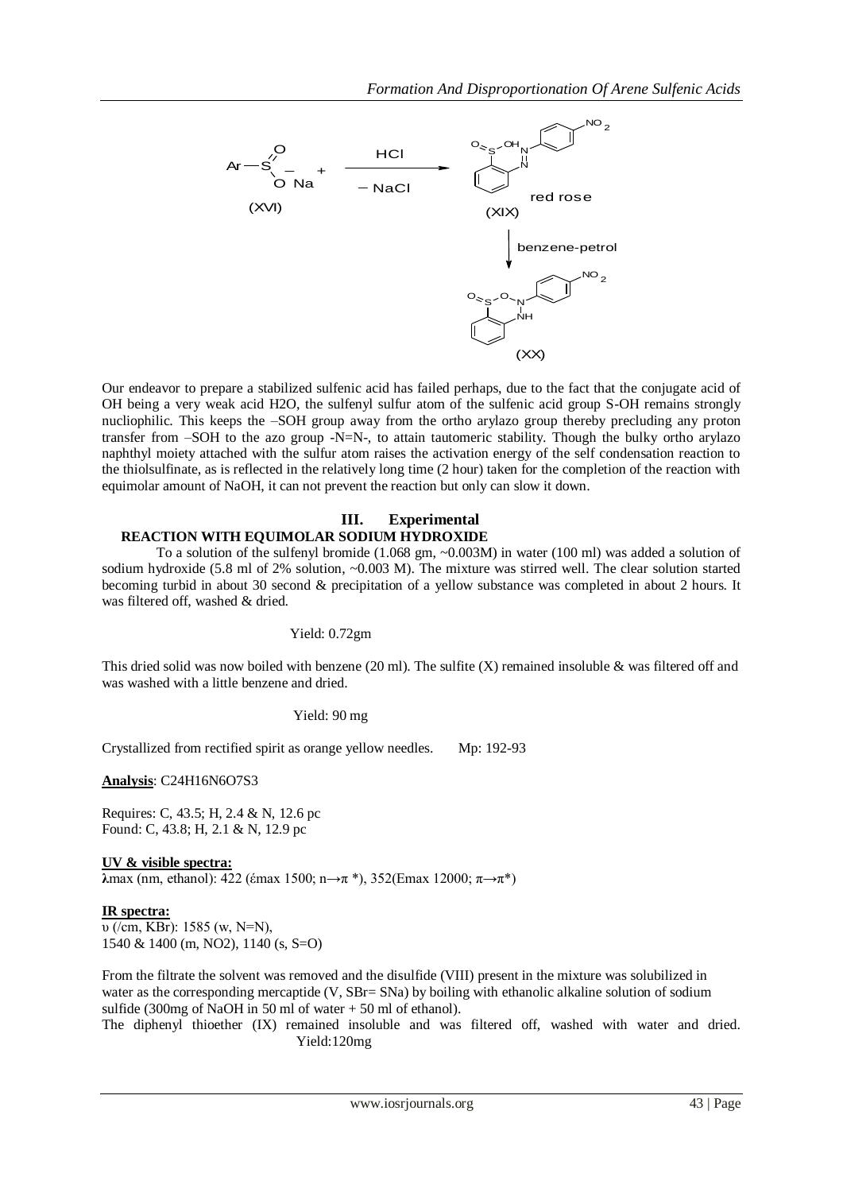$$Ar-S(=O)-O^{-}\,Na^{+} \xrightarrow[-\,NaCl]{HCl}$$ (XIX) red rose $\xrightarrow{\text{benzene-petrol}}$ (XX)

(XVI)

Our endeavor to prepare a stabilized sulfenic acid has failed perhaps, due to the fact that the conjugate acid of OH being a very weak acid H2O, the sulfenyl sulfur atom of the sulfenic acid group S-OH remains strongly nucliophilic. This keeps the –SOH group away from the ortho arylazo group thereby precluding any proton transfer from –SOH to the azo group -N=N-, to attain tautomeric stability. Though the bulky ortho arylazo naphthyl moiety attached with the sulfur atom raises the activation energy of the self condensation reaction to the thiolsulfinate, as is reflected in the relatively long time (2 hour) taken for the completion of the reaction with equimolar amount of NaOH, it can not prevent the reaction but only can slow it down.

## III. Experimental

### REACTION WITH EQUIMOLAR SODIUM HYDROXIDE

To a solution of the sulfenyl bromide (1.068 gm, ~0.003M) in water (100 ml) was added a solution of sodium hydroxide (5.8 ml of 2% solution, ~0.003 M). The mixture was stirred well. The clear solution started becoming turbid in about 30 second & precipitation of a yellow substance was completed in about 2 hours. It was filtered off, washed & dried.

Yield: 0.72gm

This dried solid was now boiled with benzene (20 ml). The sulfite (X) remained insoluble & was filtered off and was washed with a little benzene and dried.

Yield: 90 mg

Crystallized from rectified spirit as orange yellow needles. Mp: 192-93

**Analysis**: $C_{24}H_{16}N_6O_7S_3$

Requires: C, 43.5; H, 2.4 & N, 12.6 pc
Found: C, 43.8; H, 2.1 & N, 12.9 pc

**UV & visible spectra:**
$\lambda$max (nm, ethanol): 422 (έmax 1500; $n\rightarrow\pi^*$), 352(Emax 12000; $\pi\rightarrow\pi^*$)

**IR spectra:**
υ (/cm, KBr): 1585 (w, N=N),
1540 & 1400 (m, $NO_2$), 1140 (s, S=O)

From the filtrate the solvent was removed and the disulfide (VIII) present in the mixture was solubilized in water as the corresponding mercaptide (V, SBr= SNa) by boiling with ethanolic alkaline solution of sodium sulfide (300mg of NaOH in 50 ml of water + 50 ml of ethanol).
The diphenyl thioether (IX) remained insoluble and was filtered off, washed with water and dried.
Yield:120mg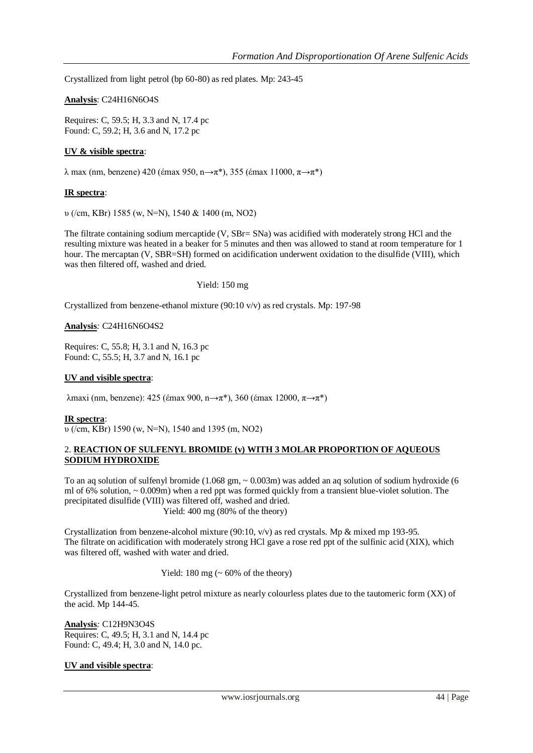Crystallized from light petrol (bp 60-80) as red plates. Mp: 243-45

**Analysis**: $C_{24}H_{16}N_6O_4S$

Requires: C, 59.5; H, 3.3 and N, 17.4 pc
Found: C, 59.2; H, 3.6 and N, 17.2 pc

**UV & visible spectra**:

λ max (nm, benzene) 420 (émax 950, n→π*), 355 (émax 11000, π→π*)

**IR spectra**:

υ (/cm, KBr) 1585 (w, N=N), 1540 & 1400 (m, $NO_2$)

The filtrate containing sodium mercaptide (V, SBr= SNa) was acidified with moderately strong HCl and the resulting mixture was heated in a beaker for 5 minutes and then was allowed to stand at room temperature for 1 hour. The mercaptan (V, SBR=SH) formed on acidification underwent oxidation to the disulfide (VIII), which was then filtered off, washed and dried.

Yield: 150 mg

Crystallized from benzene-ethanol mixture (90:10 v/v) as red crystals. Mp: 197-98

**Analysis**: $C_{24}H_{16}N_6O_4S_2$

Requires: C, 55.8; H, 3.1 and N, 16.3 pc
Found: C, 55.5; H, 3.7 and N, 16.1 pc

**UV and visible spectra**:

λmaxi (nm, benzene): 425 (émax 900, n→π*), 360 (émax 12000, π→π*)

**IR spectra**:
υ (/cm, KBr) 1590 (w, N=N), 1540 and 1395 (m, $NO_2$)

2. **REACTION OF SULFENYL BROMIDE (v) WITH 3 MOLAR PROPORTION OF AQUEOUS SODIUM HYDROXIDE**

To an aq solution of sulfenyl bromide (1.068 gm, ~ 0.003m) was added an aq solution of sodium hydroxide (6 ml of 6% solution, ~ 0.009m) when a red ppt was formed quickly from a transient blue-violet solution. The precipitated disulfide (VIII) was filtered off, washed and dried.
Yield: 400 mg (80% of the theory)

Crystallization from benzene-alcohol mixture (90:10, v/v) as red crystals. Mp & mixed mp 193-95.
The filtrate on acidification with moderately strong HCl gave a rose red ppt of the sulfinic acid (XIX), which was filtered off, washed with water and dried.

Yield: 180 mg (~ 60% of the theory)

Crystallized from benzene-light petrol mixture as nearly colourless plates due to the tautomeric form (XX) of the acid. Mp 144-45.

**Analysis**: $C_{12}H_9N_3O_4S$
Requires: C, 49.5; H, 3.1 and N, 14.4 pc
Found: C, 49.4; H, 3.0 and N, 14.0 pc.

**UV and visible spectra**: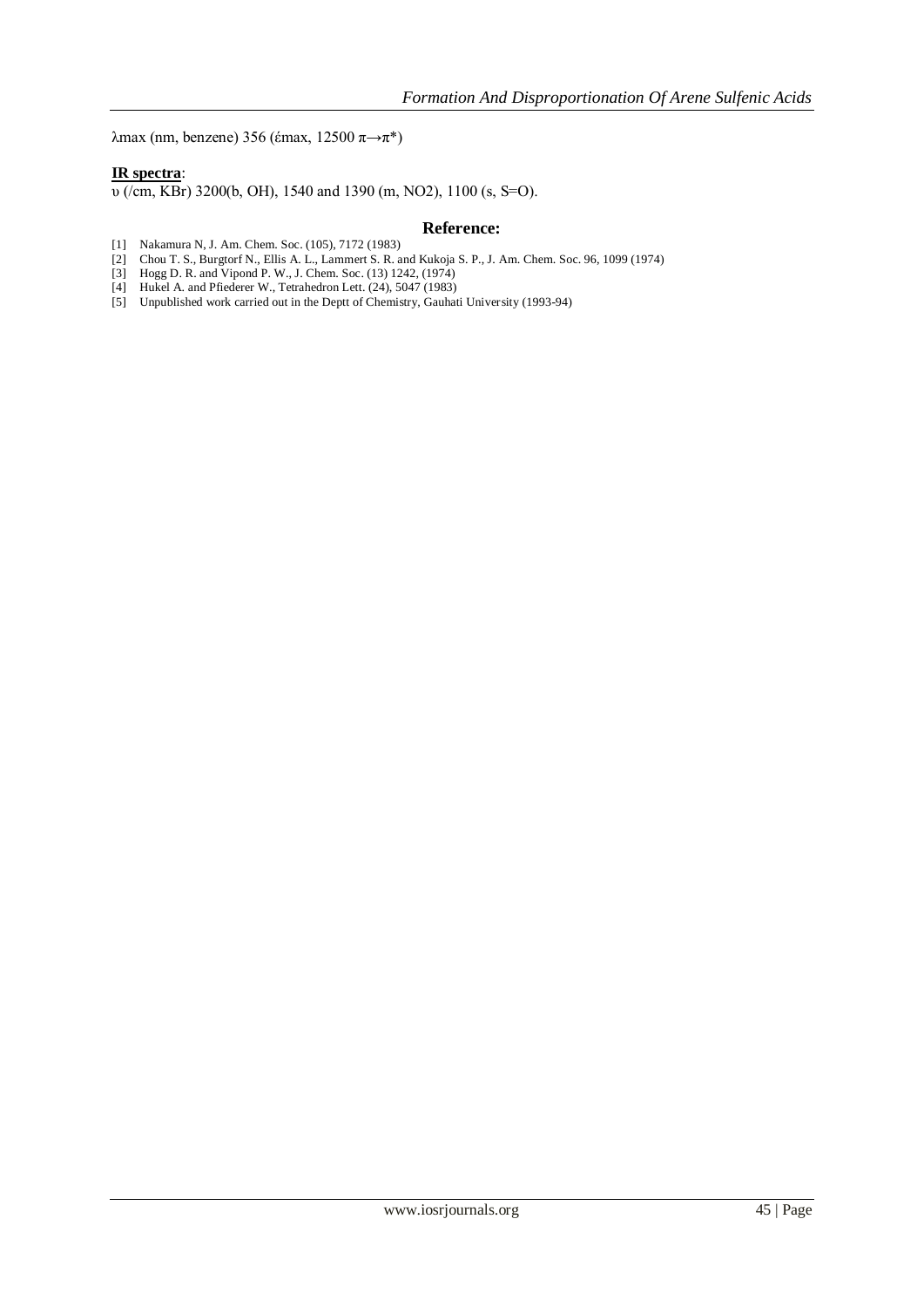λmax (nm, benzene) 356 (émax, 12500 $\pi \rightarrow \pi^*$)

**IR spectra**:

υ (/cm, KBr) 3200(b, OH), 1540 and 1390 (m, $NO_2$), 1100 (s, S=O).

## Reference:

[1] Nakamura N, J. Am. Chem. Soc. (105), 7172 (1983)

[2] Chou T. S., Burgtorf N., Ellis A. L., Lammert S. R. and Kukoja S. P., J. Am. Chem. Soc. 96, 1099 (1974)

[3] Hogg D. R. and Vipond P. W., J. Chem. Soc. (13) 1242, (1974)

[4] Hukel A. and Pfiederer W., Tetrahedron Lett. (24), 5047 (1983)

[5] Unpublished work carried out in the Deptt of Chemistry, Gauhati University (1993-94)